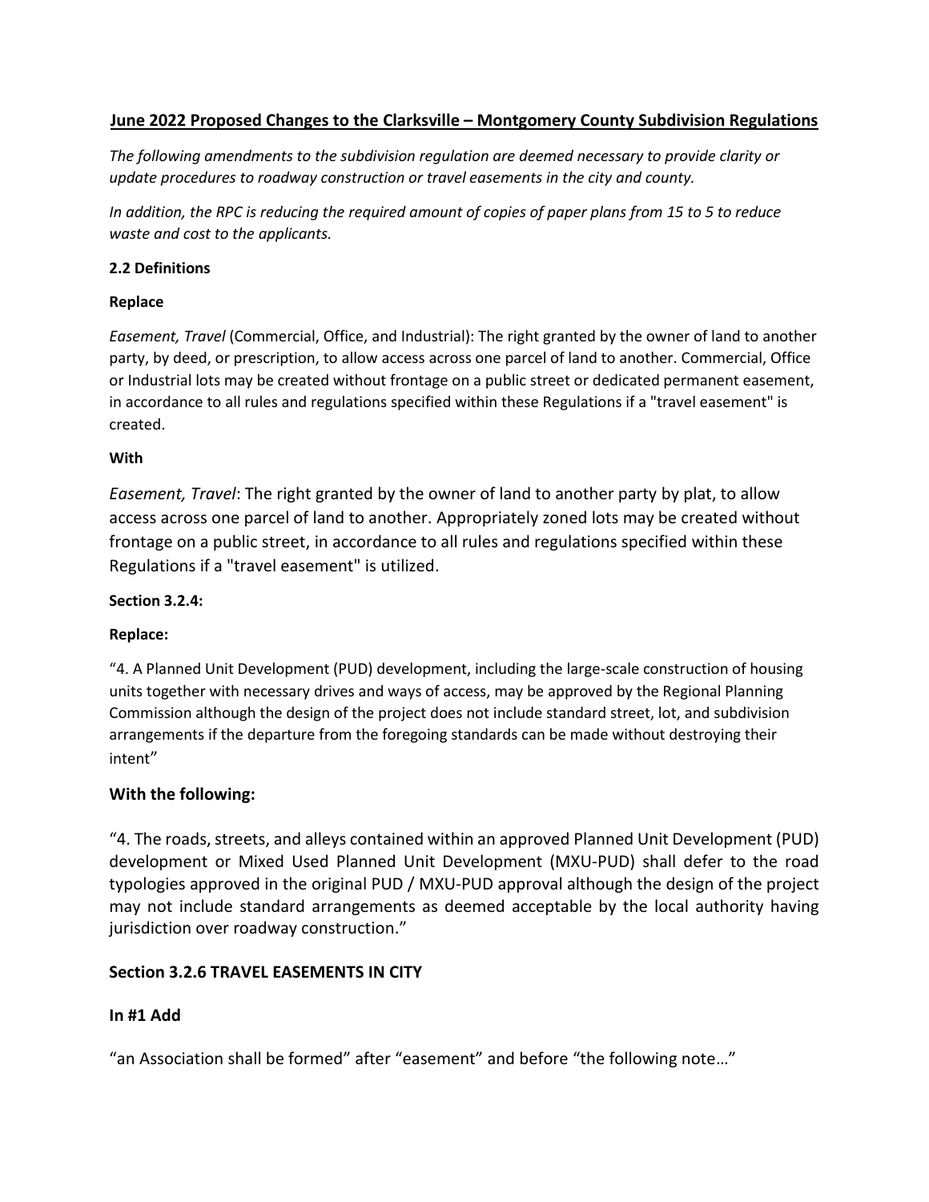## June 2022 Proposed Changes to the Clarksville – Montgomery County Subdivision Regulations

*The following amendments to the subdivision regulation are deemed necessary to provide clarity or update procedures to roadway construction or travel easements in the city and county.*

*In addition, the RPC is reducing the required amount of copies of paper plans from 15 to 5 to reduce waste and cost to the applicants.*

**2.2 Definitions**

**Replace**

*Easement, Travel* (Commercial, Office, and Industrial): The right granted by the owner of land to another party, by deed, or prescription, to allow access across one parcel of land to another. Commercial, Office or Industrial lots may be created without frontage on a public street or dedicated permanent easement, in accordance to all rules and regulations specified within these Regulations if a "travel easement" is created.

**With**

*Easement, Travel*: The right granted by the owner of land to another party by plat, to allow access across one parcel of land to another. Appropriately zoned lots may be created without frontage on a public street, in accordance to all rules and regulations specified within these Regulations if a "travel easement" is utilized.

**Section 3.2.4:**

**Replace:**

"4. A Planned Unit Development (PUD) development, including the large-scale construction of housing units together with necessary drives and ways of access, may be approved by the Regional Planning Commission although the design of the project does not include standard street, lot, and subdivision arrangements if the departure from the foregoing standards can be made without destroying their intent"

### With the following:

"4. The roads, streets, and alleys contained within an approved Planned Unit Development (PUD) development or Mixed Used Planned Unit Development (MXU-PUD) shall defer to the road typologies approved in the original PUD / MXU-PUD approval although the design of the project may not include standard arrangements as deemed acceptable by the local authority having jurisdiction over roadway construction."

### Section 3.2.6 TRAVEL EASEMENTS IN CITY

### In #1 Add

"an Association shall be formed" after "easement" and before "the following note…"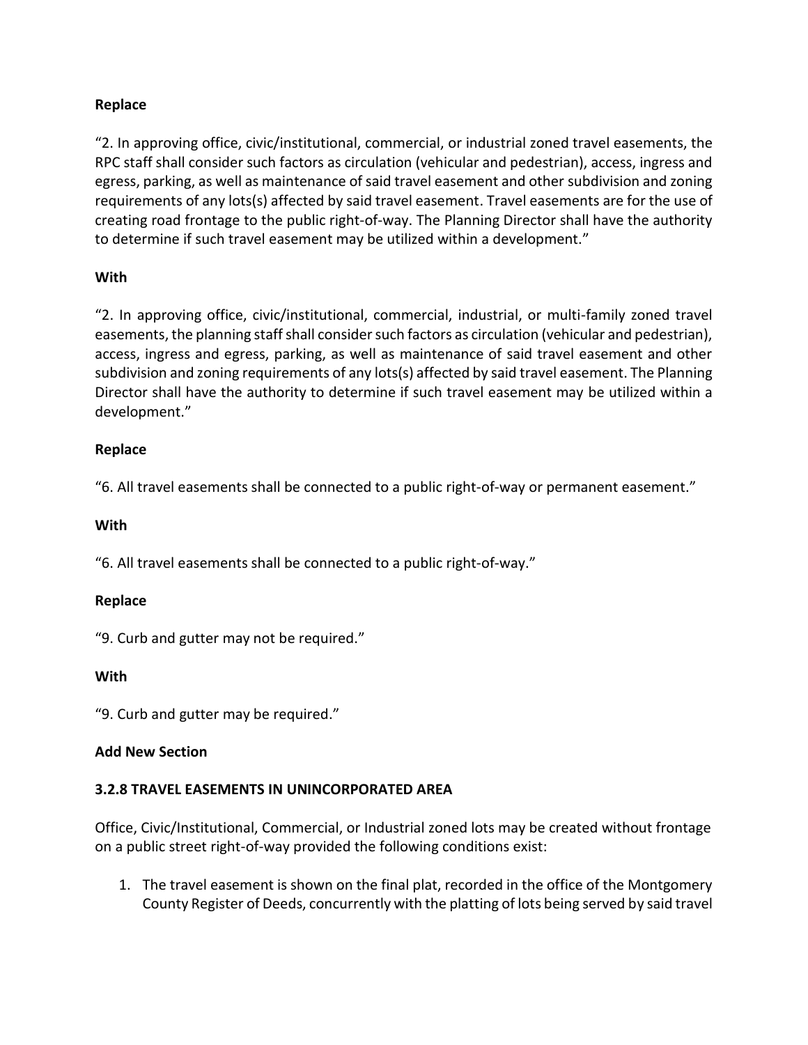**Replace**

"2. In approving office, civic/institutional, commercial, or industrial zoned travel easements, the RPC staff shall consider such factors as circulation (vehicular and pedestrian), access, ingress and egress, parking, as well as maintenance of said travel easement and other subdivision and zoning requirements of any lots(s) affected by said travel easement. Travel easements are for the use of creating road frontage to the public right-of-way. The Planning Director shall have the authority to determine if such travel easement may be utilized within a development."

**With**

"2. In approving office, civic/institutional, commercial, industrial, or multi-family zoned travel easements, the planning staff shall consider such factors as circulation (vehicular and pedestrian), access, ingress and egress, parking, as well as maintenance of said travel easement and other subdivision and zoning requirements of any lots(s) affected by said travel easement. The Planning Director shall have the authority to determine if such travel easement may be utilized within a development."

**Replace**

"6. All travel easements shall be connected to a public right-of-way or permanent easement."

**With**

"6. All travel easements shall be connected to a public right-of-way."

**Replace**

"9. Curb and gutter may not be required."

**With**

"9. Curb and gutter may be required."

**Add New Section**

**3.2.8 TRAVEL EASEMENTS IN UNINCORPORATED AREA**

Office, Civic/Institutional, Commercial, or Industrial zoned lots may be created without frontage on a public street right-of-way provided the following conditions exist:

1. The travel easement is shown on the final plat, recorded in the office of the Montgomery County Register of Deeds, concurrently with the platting of lots being served by said travel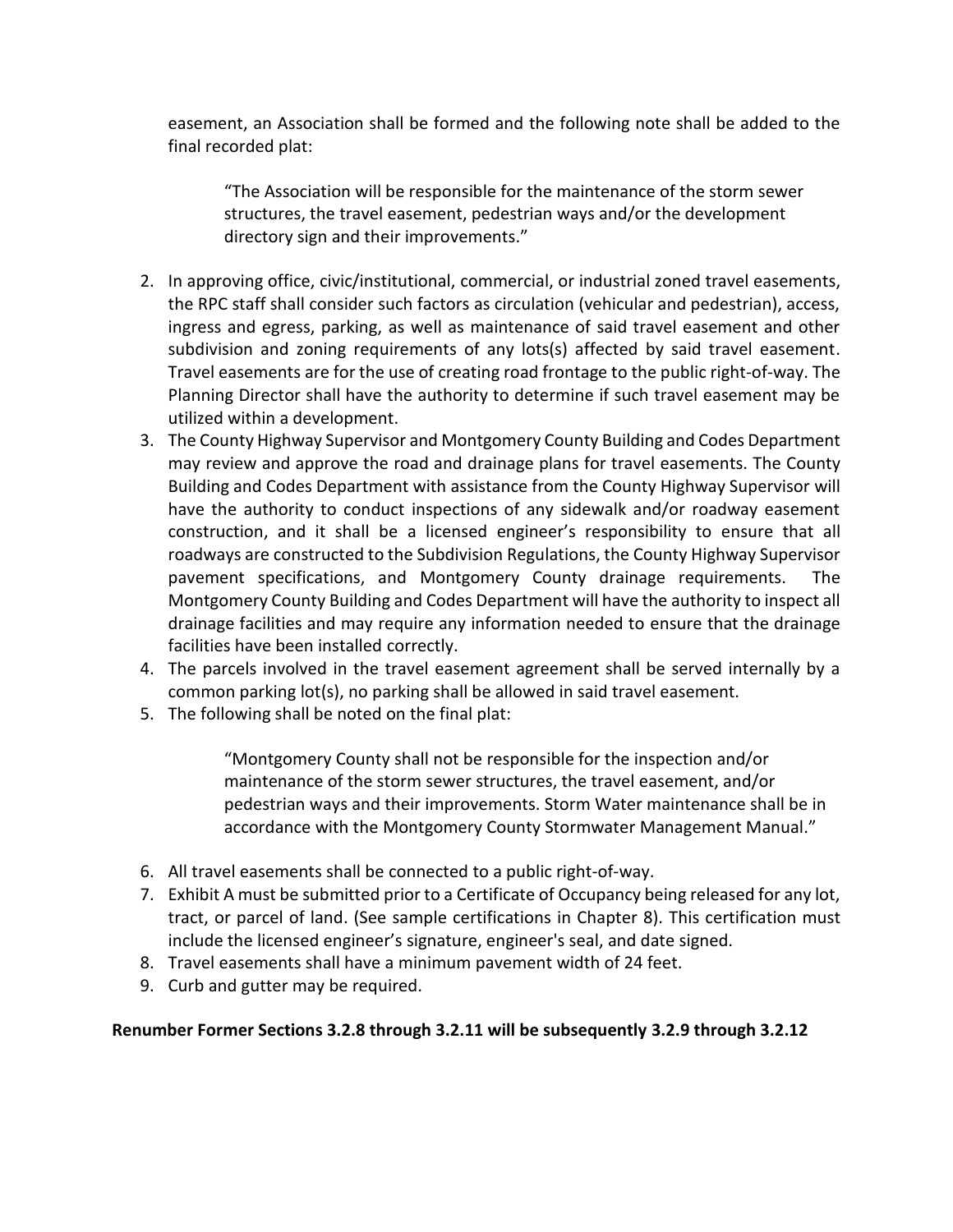easement, an Association shall be formed and the following note shall be added to the final recorded plat:

> "The Association will be responsible for the maintenance of the storm sewer structures, the travel easement, pedestrian ways and/or the development directory sign and their improvements."

2. In approving office, civic/institutional, commercial, or industrial zoned travel easements, the RPC staff shall consider such factors as circulation (vehicular and pedestrian), access, ingress and egress, parking, as well as maintenance of said travel easement and other subdivision and zoning requirements of any lots(s) affected by said travel easement. Travel easements are for the use of creating road frontage to the public right-of-way. The Planning Director shall have the authority to determine if such travel easement may be utilized within a development.
3. The County Highway Supervisor and Montgomery County Building and Codes Department may review and approve the road and drainage plans for travel easements. The County Building and Codes Department with assistance from the County Highway Supervisor will have the authority to conduct inspections of any sidewalk and/or roadway easement construction, and it shall be a licensed engineer's responsibility to ensure that all roadways are constructed to the Subdivision Regulations, the County Highway Supervisor pavement specifications, and Montgomery County drainage requirements. The Montgomery County Building and Codes Department will have the authority to inspect all drainage facilities and may require any information needed to ensure that the drainage facilities have been installed correctly.
4. The parcels involved in the travel easement agreement shall be served internally by a common parking lot(s), no parking shall be allowed in said travel easement.
5. The following shall be noted on the final plat:

   > "Montgomery County shall not be responsible for the inspection and/or maintenance of the storm sewer structures, the travel easement, and/or pedestrian ways and their improvements. Storm Water maintenance shall be in accordance with the Montgomery County Stormwater Management Manual."

6. All travel easements shall be connected to a public right-of-way.
7. Exhibit A must be submitted prior to a Certificate of Occupancy being released for any lot, tract, or parcel of land. (See sample certifications in Chapter 8). This certification must include the licensed engineer's signature, engineer's seal, and date signed.
8. Travel easements shall have a minimum pavement width of 24 feet.
9. Curb and gutter may be required.

**Renumber Former Sections 3.2.8 through 3.2.11 will be subsequently 3.2.9 through 3.2.12**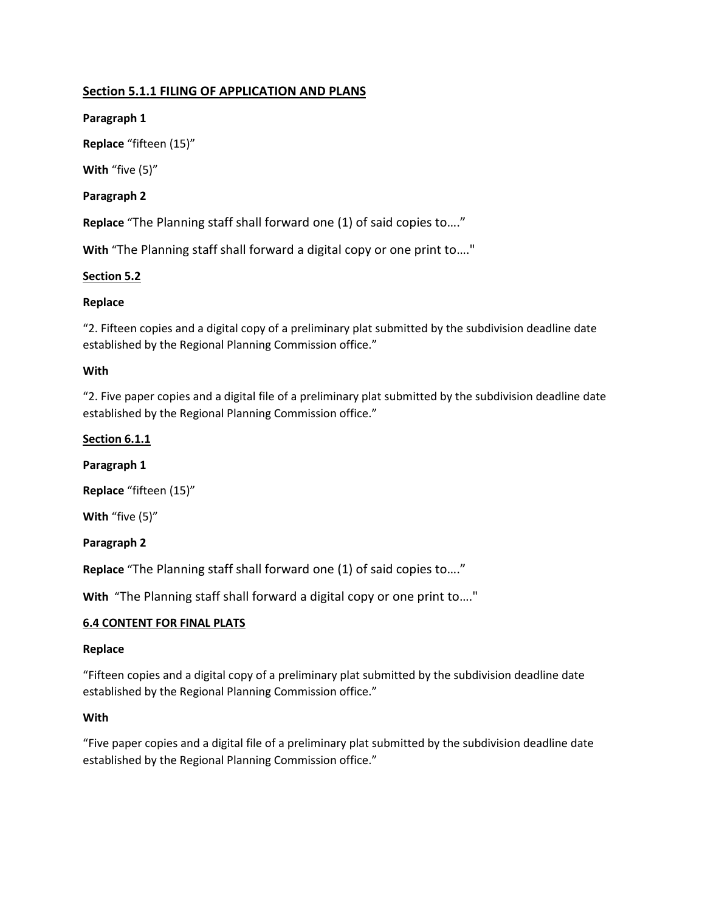## <u>Section 5.1.1 FILING OF APPLICATION AND PLANS</u>

**Paragraph 1**

**Replace** "fifteen (15)"

**With** "five (5)"

**Paragraph 2**

**Replace** "The Planning staff shall forward one (1) of said copies to…."

**With** "The Planning staff shall forward a digital copy or one print to…."

### <u>Section 5.2</u>

**Replace**

"2. Fifteen copies and a digital copy of a preliminary plat submitted by the subdivision deadline date established by the Regional Planning Commission office."

**With**

"2. Five paper copies and a digital file of a preliminary plat submitted by the subdivision deadline date established by the Regional Planning Commission office."

### <u>Section 6.1.1</u>

**Paragraph 1**

**Replace** "fifteen (15)"

**With** "five (5)"

**Paragraph 2**

**Replace** "The Planning staff shall forward one (1) of said copies to…."

**With** "The Planning staff shall forward a digital copy or one print to…."

### <u>6.4 CONTENT FOR FINAL PLATS</u>

**Replace**

"Fifteen copies and a digital copy of a preliminary plat submitted by the subdivision deadline date established by the Regional Planning Commission office."

**With**

"Five paper copies and a digital file of a preliminary plat submitted by the subdivision deadline date established by the Regional Planning Commission office."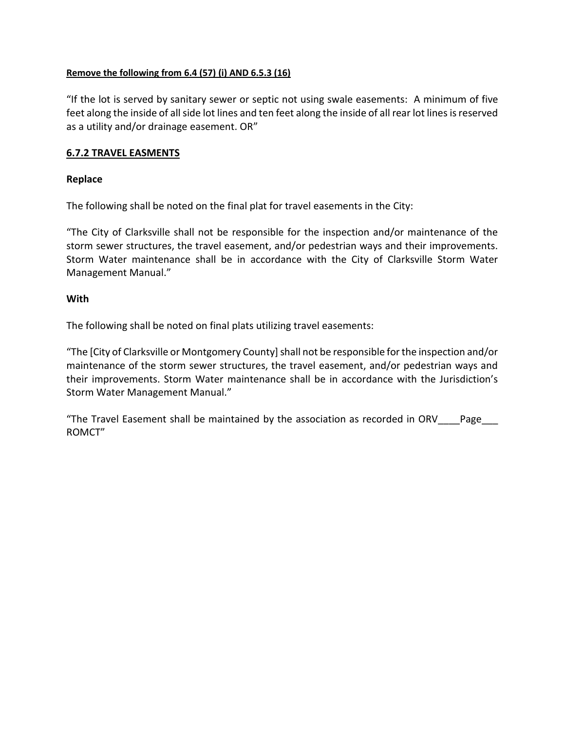**Remove the following from 6.4 (57) (i) AND 6.5.3 (16)**

"If the lot is served by sanitary sewer or septic not using swale easements: A minimum of five feet along the inside of all side lot lines and ten feet along the inside of all rear lot lines is reserved as a utility and/or drainage easement. OR"

## 6.7.2 TRAVEL EASMENTS

**Replace**

The following shall be noted on the final plat for travel easements in the City:

"The City of Clarksville shall not be responsible for the inspection and/or maintenance of the storm sewer structures, the travel easement, and/or pedestrian ways and their improvements. Storm Water maintenance shall be in accordance with the City of Clarksville Storm Water Management Manual."

**With**

The following shall be noted on final plats utilizing travel easements:

"The [City of Clarksville or Montgomery County] shall not be responsible for the inspection and/or maintenance of the storm sewer structures, the travel easement, and/or pedestrian ways and their improvements. Storm Water maintenance shall be in accordance with the Jurisdiction's Storm Water Management Manual."

"The Travel Easement shall be maintained by the association as recorded in ORV____Page___ ROMCT"